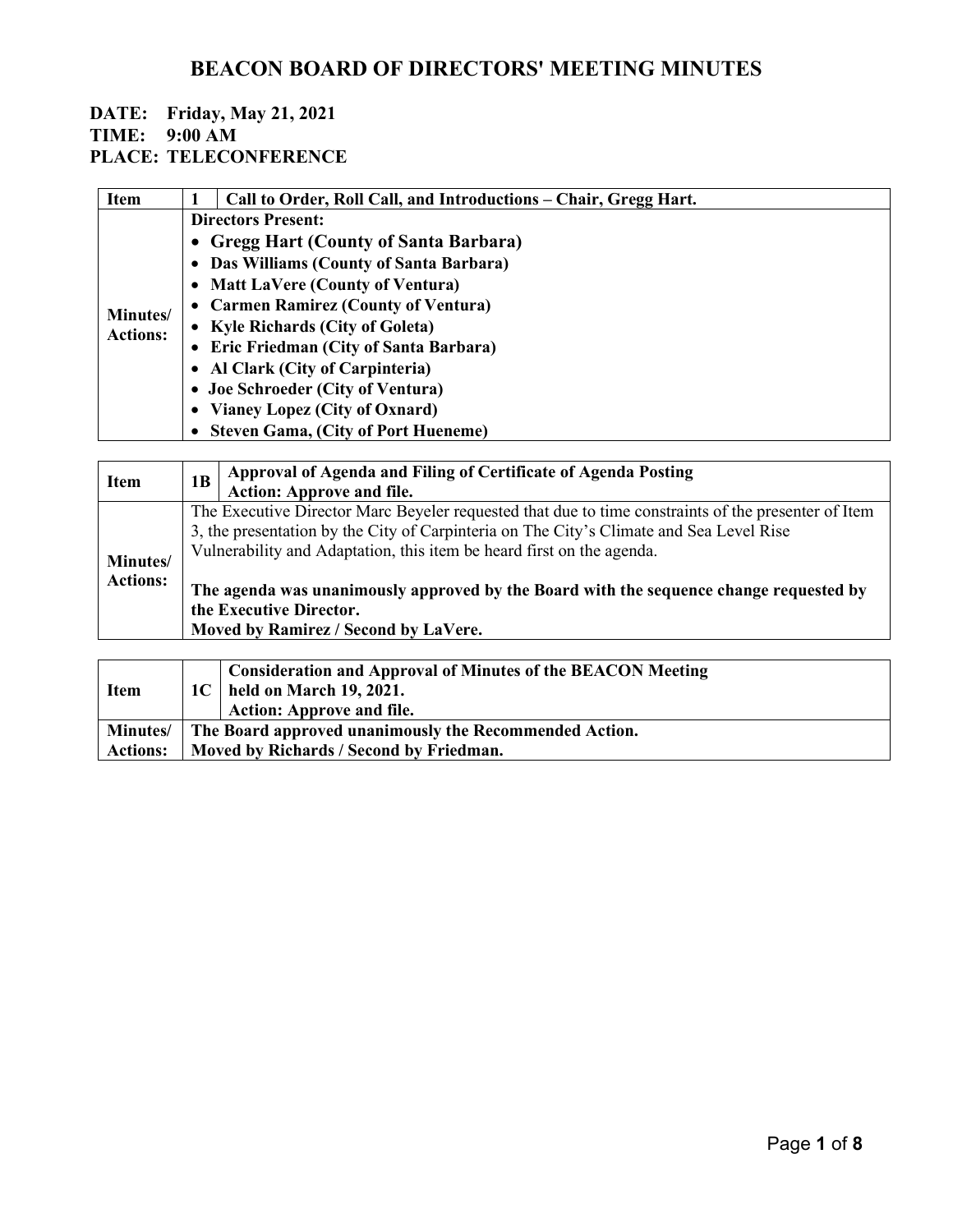# BEACON BOARD OF DIRECTORS' MEETING MINUTES

**DATE: Friday, May 21, 2021**
**TIME: 9:00 AM**
**PLACE: TELECONFERENCE**

| Item | 1 | Call to Order, Roll Call, and Introductions – Chair, Gregg Hart. |
|---|---|---|
| **Minutes/ Actions:** | **Directors Present:**<br>• **Gregg Hart (County of Santa Barbara)**<br>• **Das Williams (County of Santa Barbara)**<br>• **Matt LaVere (County of Ventura)**<br>• **Carmen Ramirez (County of Ventura)**<br>• **Kyle Richards (City of Goleta)**<br>• **Eric Friedman (City of Santa Barbara)**<br>• **Al Clark (City of Carpinteria)**<br>• **Joe Schroeder (City of Ventura)**<br>• **Vianey Lopez (City of Oxnard)**<br>• **Steven Gama, (City of Port Hueneme)** | |

| Item | 1B | Approval of Agenda and Filing of Certificate of Agenda Posting<br>Action: Approve and file. |
|---|---|---|
| **Minutes/ Actions:** | The Executive Director Marc Beyeler requested that due to time constraints of the presenter of Item 3, the presentation by the City of Carpinteria on The City's Climate and Sea Level Rise Vulnerability and Adaptation, this item be heard first on the agenda.<br><br>**The agenda was unanimously approved by the Board with the sequence change requested by the Executive Director.**<br>**Moved by Ramirez / Second by LaVere.** | |

| Item | 1C | Consideration and Approval of Minutes of the BEACON Meeting held on March 19, 2021.<br>Action: Approve and file. |
|---|---|---|
| **Minutes/ Actions:** | **The Board approved unanimously the Recommended Action.**<br>**Moved by Richards / Second by Friedman.** | |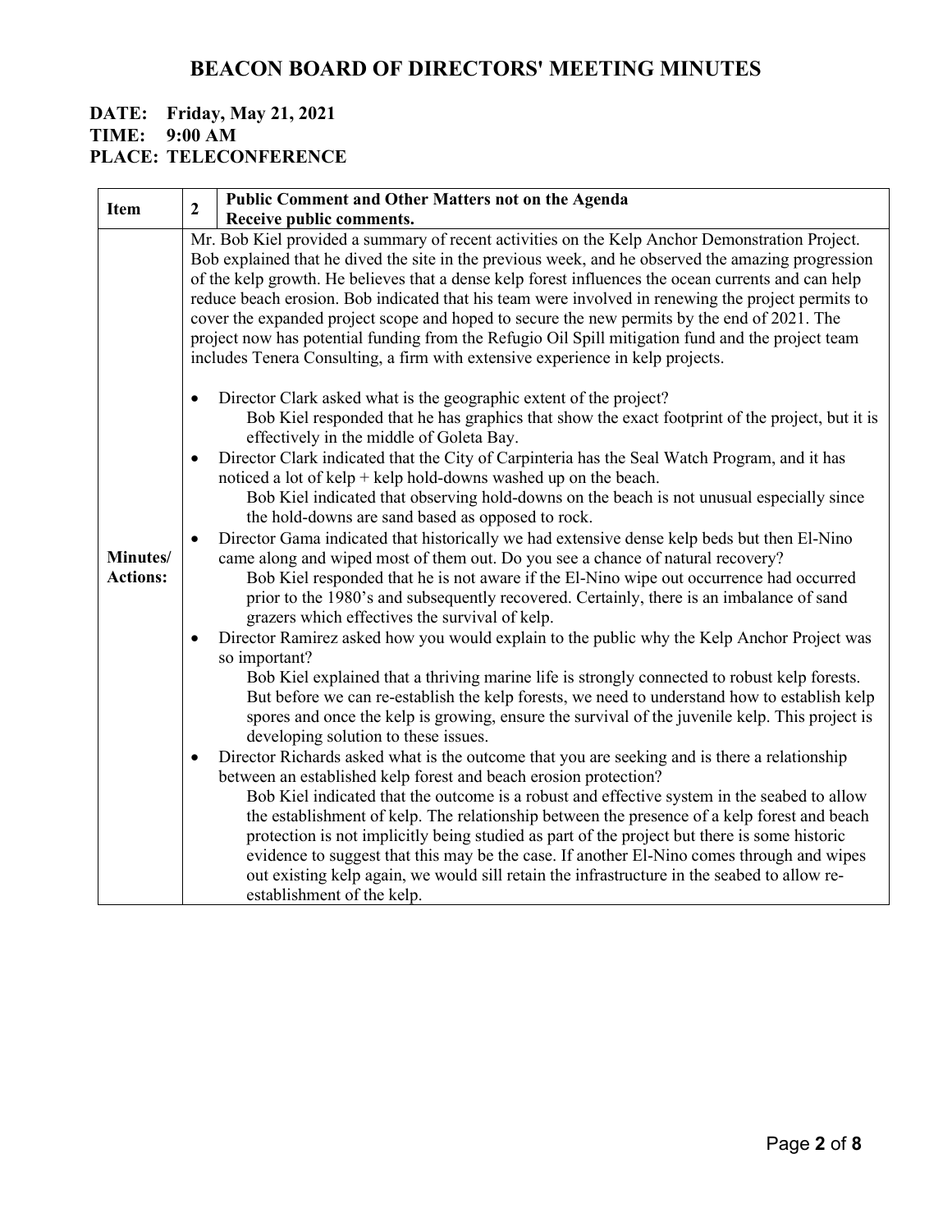# BEACON BOARD OF DIRECTORS' MEETING MINUTES

**DATE: Friday, May 21, 2021**
**TIME: 9:00 AM**
**PLACE: TELECONFERENCE**

| Item | 2 | Public Comment and Other Matters not on the Agenda<br>Receive public comments. |
|---|---|---|
| **Minutes/ Actions:** | | Mr. Bob Kiel provided a summary of recent activities on the Kelp Anchor Demonstration Project. Bob explained that he dived the site in the previous week, and he observed the amazing progression of the kelp growth. He believes that a dense kelp forest influences the ocean currents and can help reduce beach erosion. Bob indicated that his team were involved in renewing the project permits to cover the expanded project scope and hoped to secure the new permits by the end of 2021. The project now has potential funding from the Refugio Oil Spill mitigation fund and the project team includes Tenera Consulting, a firm with extensive experience in kelp projects.<br><br>• Director Clark asked what is the geographic extent of the project?<br>Bob Kiel responded that he has graphics that show the exact footprint of the project, but it is effectively in the middle of Goleta Bay.<br>• Director Clark indicated that the City of Carpinteria has the Seal Watch Program, and it has noticed a lot of kelp + kelp hold-downs washed up on the beach.<br>Bob Kiel indicated that observing hold-downs on the beach is not unusual especially since the hold-downs are sand based as opposed to rock.<br>• Director Gama indicated that historically we had extensive dense kelp beds but then El-Nino came along and wiped most of them out. Do you see a chance of natural recovery?<br>Bob Kiel responded that he is not aware if the El-Nino wipe out occurrence had occurred prior to the 1980's and subsequently recovered. Certainly, there is an imbalance of sand grazers which effectives the survival of kelp.<br>• Director Ramirez asked how you would explain to the public why the Kelp Anchor Project was so important?<br>Bob Kiel explained that a thriving marine life is strongly connected to robust kelp forests. But before we can re-establish the kelp forests, we need to understand how to establish kelp spores and once the kelp is growing, ensure the survival of the juvenile kelp. This project is developing solution to these issues.<br>• Director Richards asked what is the outcome that you are seeking and is there a relationship between an established kelp forest and beach erosion protection?<br>Bob Kiel indicated that the outcome is a robust and effective system in the seabed to allow the establishment of kelp. The relationship between the presence of a kelp forest and beach protection is not implicitly being studied as part of the project but there is some historic evidence to suggest that this may be the case. If another El-Nino comes through and wipes out existing kelp again, we would sill retain the infrastructure in the seabed to allow re-establishment of the kelp. |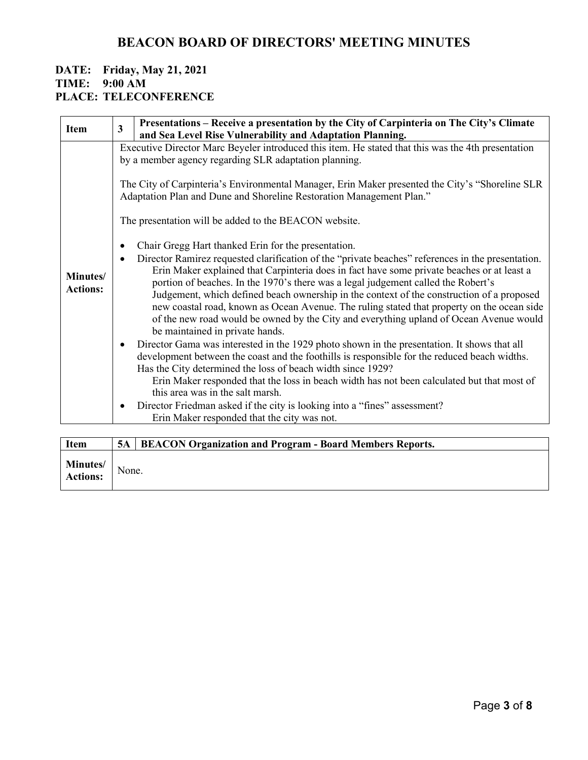# BEACON BOARD OF DIRECTORS' MEETING MINUTES

**DATE: Friday, May 21, 2021**
**TIME: 9:00 AM**
**PLACE: TELECONFERENCE**

| **Item** | **3** | **Presentations – Receive a presentation by the City of Carpinteria on The City's Climate and Sea Level Rise Vulnerability and Adaptation Planning.** |
|---|---|---|
| **Minutes/ Actions:** | | Executive Director Marc Beyeler introduced this item. He stated that this was the 4th presentation by a member agency regarding SLR adaptation planning.<br><br>The City of Carpinteria's Environmental Manager, Erin Maker presented the City's "Shoreline SLR Adaptation Plan and Dune and Shoreline Restoration Management Plan."<br><br>The presentation will be added to the BEACON website.<br><br>• Chair Gregg Hart thanked Erin for the presentation.<br>• Director Ramirez requested clarification of the "private beaches" references in the presentation. Erin Maker explained that Carpinteria does in fact have some private beaches or at least a portion of beaches. In the 1970's there was a legal judgement called the Robert's Judgement, which defined beach ownership in the context of the construction of a proposed new coastal road, known as Ocean Avenue. The ruling stated that property on the ocean side of the new road would be owned by the City and everything upland of Ocean Avenue would be maintained in private hands.<br>• Director Gama was interested in the 1929 photo shown in the presentation. It shows that all development between the coast and the foothills is responsible for the reduced beach widths. Has the City determined the loss of beach width since 1929? Erin Maker responded that the loss in beach width has not been calculated but that most of this area was in the salt marsh.<br>• Director Friedman asked if the city is looking into a "fines" assessment? Erin Maker responded that the city was not. |

| **Item** | **5A** | **BEACON Organization and Program - Board Members Reports.** |
|---|---|---|
| **Minutes/ Actions:** | | None. |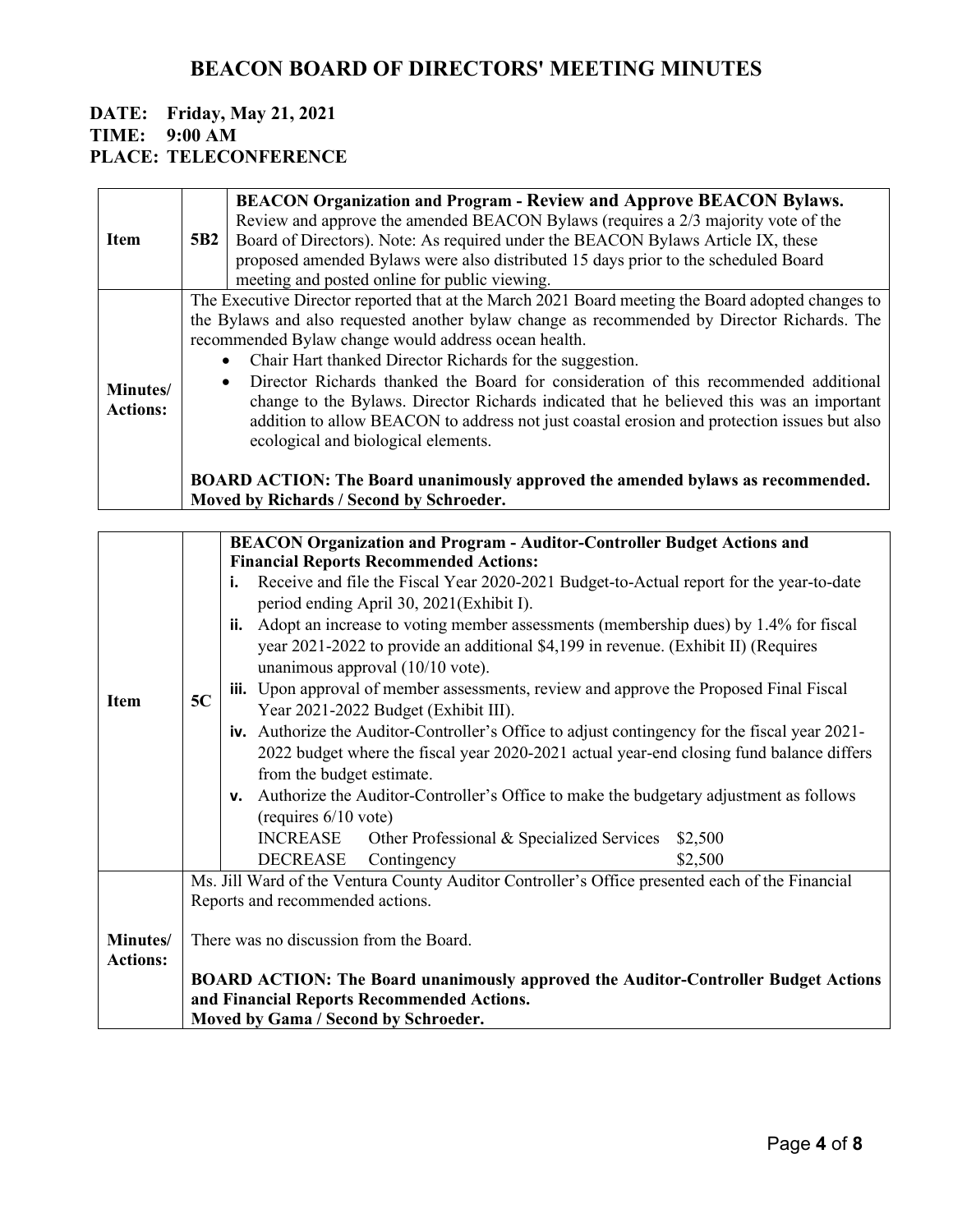# BEACON BOARD OF DIRECTORS' MEETING MINUTES

**DATE: Friday, May 21, 2021**
**TIME: 9:00 AM**
**PLACE: TELECONFERENCE**

| **Item** | **5B2** | **BEACON Organization and Program - Review and Approve BEACON Bylaws.** Review and approve the amended BEACON Bylaws (requires a 2/3 majority vote of the Board of Directors). Note: As required under the BEACON Bylaws Article IX, these proposed amended Bylaws were also distributed 15 days prior to the scheduled Board meeting and posted online for public viewing. |
|---|---|---|
| **Minutes/ Actions:** | | The Executive Director reported that at the March 2021 Board meeting the Board adopted changes to the Bylaws and also requested another bylaw change as recommended by Director Richards. The recommended Bylaw change would address ocean health.<br>• Chair Hart thanked Director Richards for the suggestion.<br>• Director Richards thanked the Board for consideration of this recommended additional change to the Bylaws. Director Richards indicated that he believed this was an important addition to allow BEACON to address not just coastal erosion and protection issues but also ecological and biological elements.<br><br>**BOARD ACTION: The Board unanimously approved the amended bylaws as recommended. Moved by Richards / Second by Schroeder.** |

| **Item** | **5C** | **BEACON Organization and Program - Auditor-Controller Budget Actions and Financial Reports Recommended Actions:**<br>**i.** Receive and file the Fiscal Year 2020-2021 Budget-to-Actual report for the year-to-date period ending April 30, 2021(Exhibit I).<br>**ii.** Adopt an increase to voting member assessments (membership dues) by 1.4% for fiscal year 2021-2022 to provide an additional $4,199 in revenue. (Exhibit II) (Requires unanimous approval (10/10 vote).<br>**iii.** Upon approval of member assessments, review and approve the Proposed Final Fiscal Year 2021-2022 Budget (Exhibit III).<br>**iv.** Authorize the Auditor-Controller's Office to adjust contingency for the fiscal year 2021-2022 budget where the fiscal year 2020-2021 actual year-end closing fund balance differs from the budget estimate.<br>**v.** Authorize the Auditor-Controller's Office to make the budgetary adjustment as follows (requires 6/10 vote)<br>INCREASE Other Professional & Specialized Services $2,500<br>DECREASE Contingency $2,500 |
|---|---|---|
| **Minutes/ Actions:** | | Ms. Jill Ward of the Ventura County Auditor Controller's Office presented each of the Financial Reports and recommended actions.<br><br>There was no discussion from the Board.<br><br>**BOARD ACTION: The Board unanimously approved the Auditor-Controller Budget Actions and Financial Reports Recommended Actions.**<br>**Moved by Gama / Second by Schroeder.** |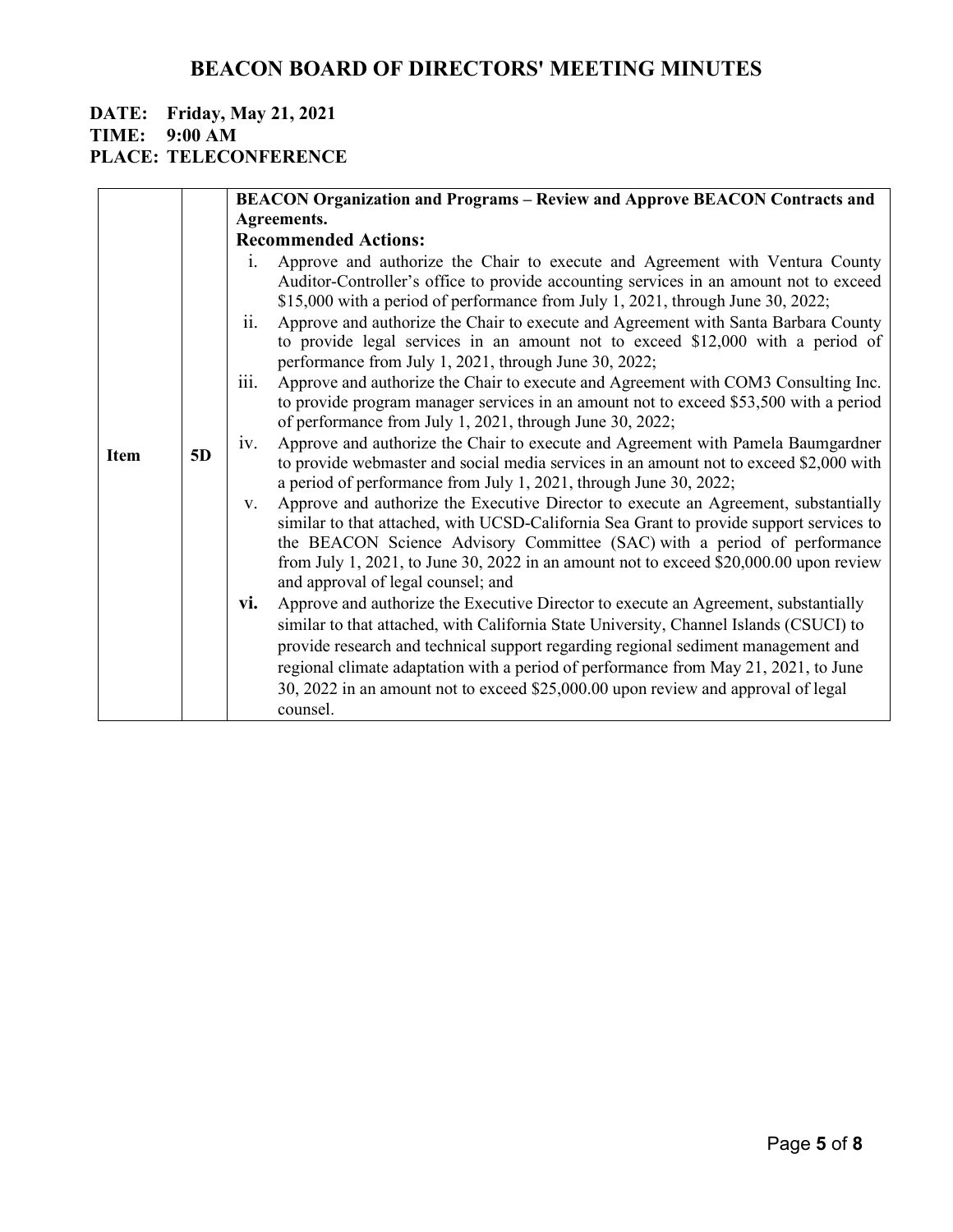# BEACON BOARD OF DIRECTORS' MEETING MINUTES

**DATE: Friday, May 21, 2021**
**TIME: 9:00 AM**
**PLACE: TELECONFERENCE**

| | | |
|---|---|---|
| **Item** | **5D** | **BEACON Organization and Programs – Review and Approve BEACON Contracts and Agreements.**<br>**Recommended Actions:**<br>i. Approve and authorize the Chair to execute and Agreement with Ventura County Auditor-Controller's office to provide accounting services in an amount not to exceed $15,000 with a period of performance from July 1, 2021, through June 30, 2022;<br>ii. Approve and authorize the Chair to execute and Agreement with Santa Barbara County to provide legal services in an amount not to exceed $12,000 with a period of performance from July 1, 2021, through June 30, 2022;<br>iii. Approve and authorize the Chair to execute and Agreement with COM3 Consulting Inc. to provide program manager services in an amount not to exceed $53,500 with a period of performance from July 1, 2021, through June 30, 2022;<br>iv. Approve and authorize the Chair to execute and Agreement with Pamela Baumgardner to provide webmaster and social media services in an amount not to exceed $2,000 with a period of performance from July 1, 2021, through June 30, 2022;<br>v. Approve and authorize the Executive Director to execute an Agreement, substantially similar to that attached, with UCSD-California Sea Grant to provide support services to the BEACON Science Advisory Committee (SAC) with a period of performance from July 1, 2021, to June 30, 2022 in an amount not to exceed $20,000.00 upon review and approval of legal counsel; and<br>**vi.** Approve and authorize the Executive Director to execute an Agreement, substantially similar to that attached, with California State University, Channel Islands (CSUCI) to provide research and technical support regarding regional sediment management and regional climate adaptation with a period of performance from May 21, 2021, to June 30, 2022 in an amount not to exceed $25,000.00 upon review and approval of legal counsel. |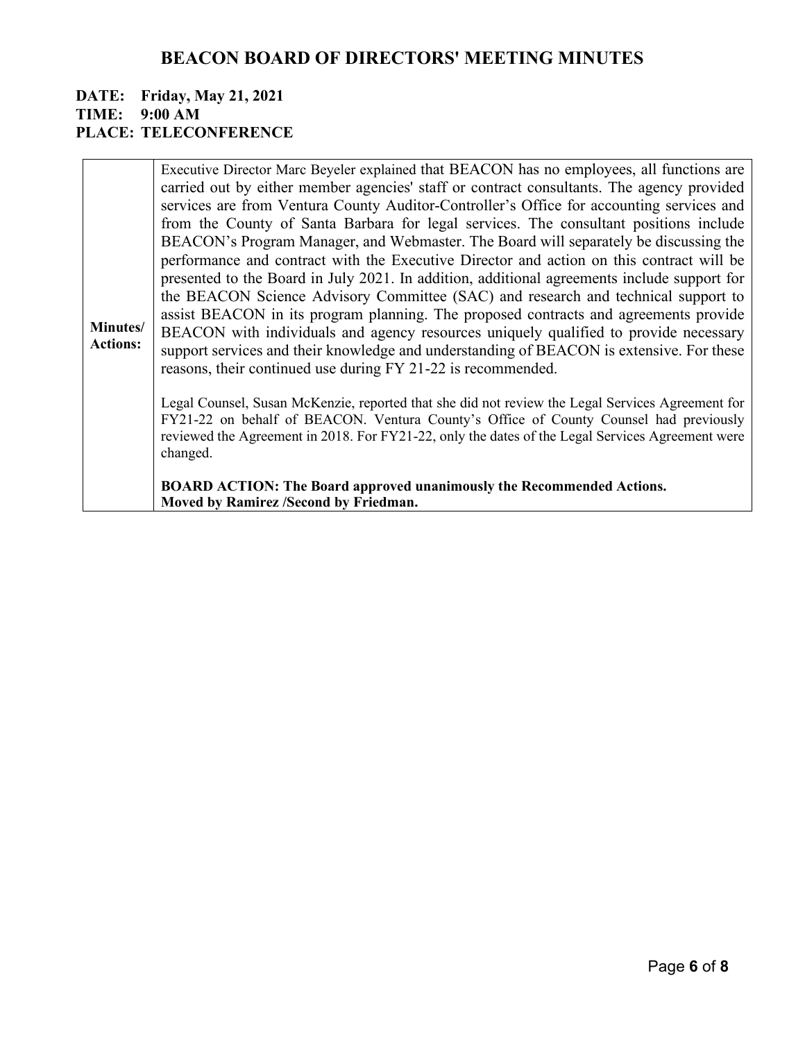# BEACON BOARD OF DIRECTORS' MEETING MINUTES

**DATE: Friday, May 21, 2021**
**TIME: 9:00 AM**
**PLACE: TELECONFERENCE**

| | |
|---|---|
| **Minutes/ Actions:** | Executive Director Marc Beyeler explained that BEACON has no employees, all functions are carried out by either member agencies' staff or contract consultants. The agency provided services are from Ventura County Auditor-Controller's Office for accounting services and from the County of Santa Barbara for legal services. The consultant positions include BEACON's Program Manager, and Webmaster. The Board will separately be discussing the performance and contract with the Executive Director and action on this contract will be presented to the Board in July 2021. In addition, additional agreements include support for the BEACON Science Advisory Committee (SAC) and research and technical support to assist BEACON in its program planning. The proposed contracts and agreements provide BEACON with individuals and agency resources uniquely qualified to provide necessary support services and their knowledge and understanding of BEACON is extensive. For these reasons, their continued use during FY 21-22 is recommended.<br><br>Legal Counsel, Susan McKenzie, reported that she did not review the Legal Services Agreement for FY21-22 on behalf of BEACON. Ventura County's Office of County Counsel had previously reviewed the Agreement in 2018. For FY21-22, only the dates of the Legal Services Agreement were changed.<br><br>**BOARD ACTION: The Board approved unanimously the Recommended Actions. Moved by Ramirez /Second by Friedman.** |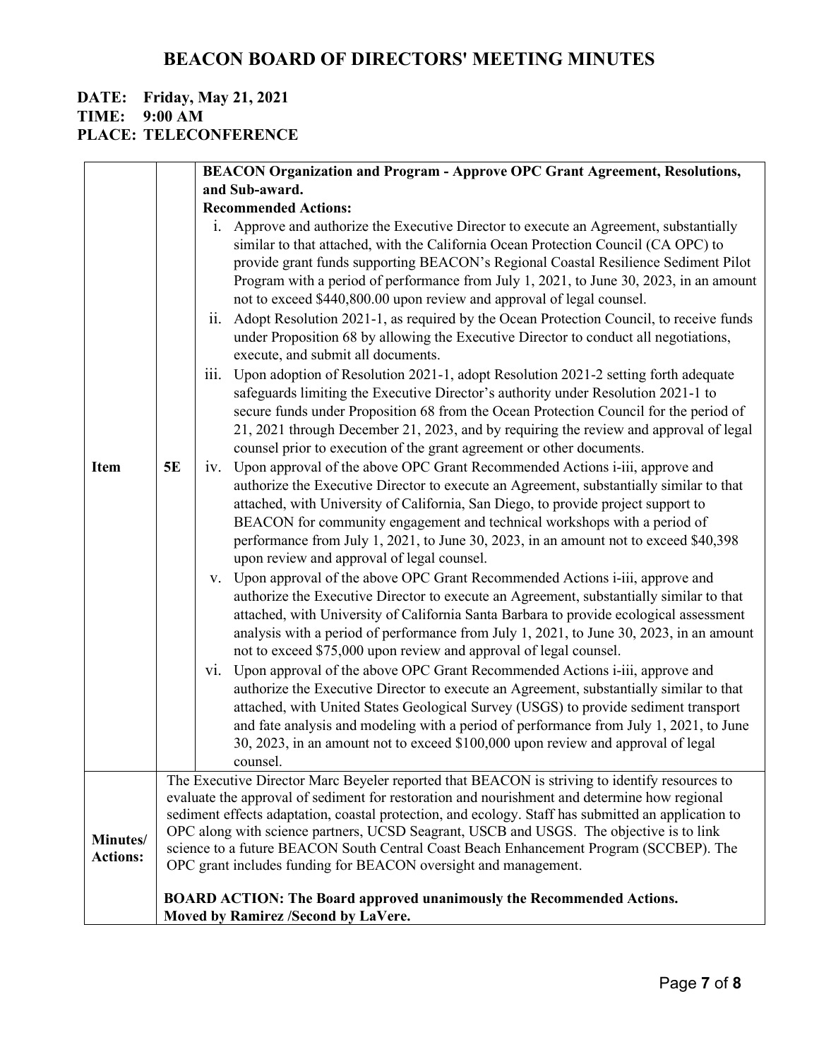# BEACON BOARD OF DIRECTORS' MEETING MINUTES

**DATE: Friday, May 21, 2021**
**TIME: 9:00 AM**
**PLACE: TELECONFERENCE**

| | | |
|---|---|---|
| **Item** | **5E** | **BEACON Organization and Program - Approve OPC Grant Agreement, Resolutions, and Sub-award.**<br>**Recommended Actions:**<br>i. Approve and authorize the Executive Director to execute an Agreement, substantially similar to that attached, with the California Ocean Protection Council (CA OPC) to provide grant funds supporting BEACON's Regional Coastal Resilience Sediment Pilot Program with a period of performance from July 1, 2021, to June 30, 2023, in an amount not to exceed $440,800.00 upon review and approval of legal counsel.<br>ii. Adopt Resolution 2021-1, as required by the Ocean Protection Council, to receive funds under Proposition 68 by allowing the Executive Director to conduct all negotiations, execute, and submit all documents.<br>iii. Upon adoption of Resolution 2021-1, adopt Resolution 2021-2 setting forth adequate safeguards limiting the Executive Director's authority under Resolution 2021-1 to secure funds under Proposition 68 from the Ocean Protection Council for the period of 21, 2021 through December 21, 2023, and by requiring the review and approval of legal counsel prior to execution of the grant agreement or other documents.<br>iv. Upon approval of the above OPC Grant Recommended Actions i-iii, approve and authorize the Executive Director to execute an Agreement, substantially similar to that attached, with University of California, San Diego, to provide project support to BEACON for community engagement and technical workshops with a period of performance from July 1, 2021, to June 30, 2023, in an amount not to exceed $40,398 upon review and approval of legal counsel.<br>v. Upon approval of the above OPC Grant Recommended Actions i-iii, approve and authorize the Executive Director to execute an Agreement, substantially similar to that attached, with University of California Santa Barbara to provide ecological assessment analysis with a period of performance from July 1, 2021, to June 30, 2023, in an amount not to exceed $75,000 upon review and approval of legal counsel.<br>vi. Upon approval of the above OPC Grant Recommended Actions i-iii, approve and authorize the Executive Director to execute an Agreement, substantially similar to that attached, with United States Geological Survey (USGS) to provide sediment transport and fate analysis and modeling with a period of performance from July 1, 2021, to June 30, 2023, in an amount not to exceed $100,000 upon review and approval of legal counsel. |
| **Minutes/ Actions:** | The Executive Director Marc Beyeler reported that BEACON is striving to identify resources to evaluate the approval of sediment for restoration and nourishment and determine how regional sediment effects adaptation, coastal protection, and ecology. Staff has submitted an application to OPC along with science partners, UCSD Seagrant, USCB and USGS. The objective is to link science to a future BEACON South Central Coast Beach Enhancement Program (SCCBEP). The OPC grant includes funding for BEACON oversight and management.<br><br>**BOARD ACTION: The Board approved unanimously the Recommended Actions. Moved by Ramirez /Second by LaVere.** | |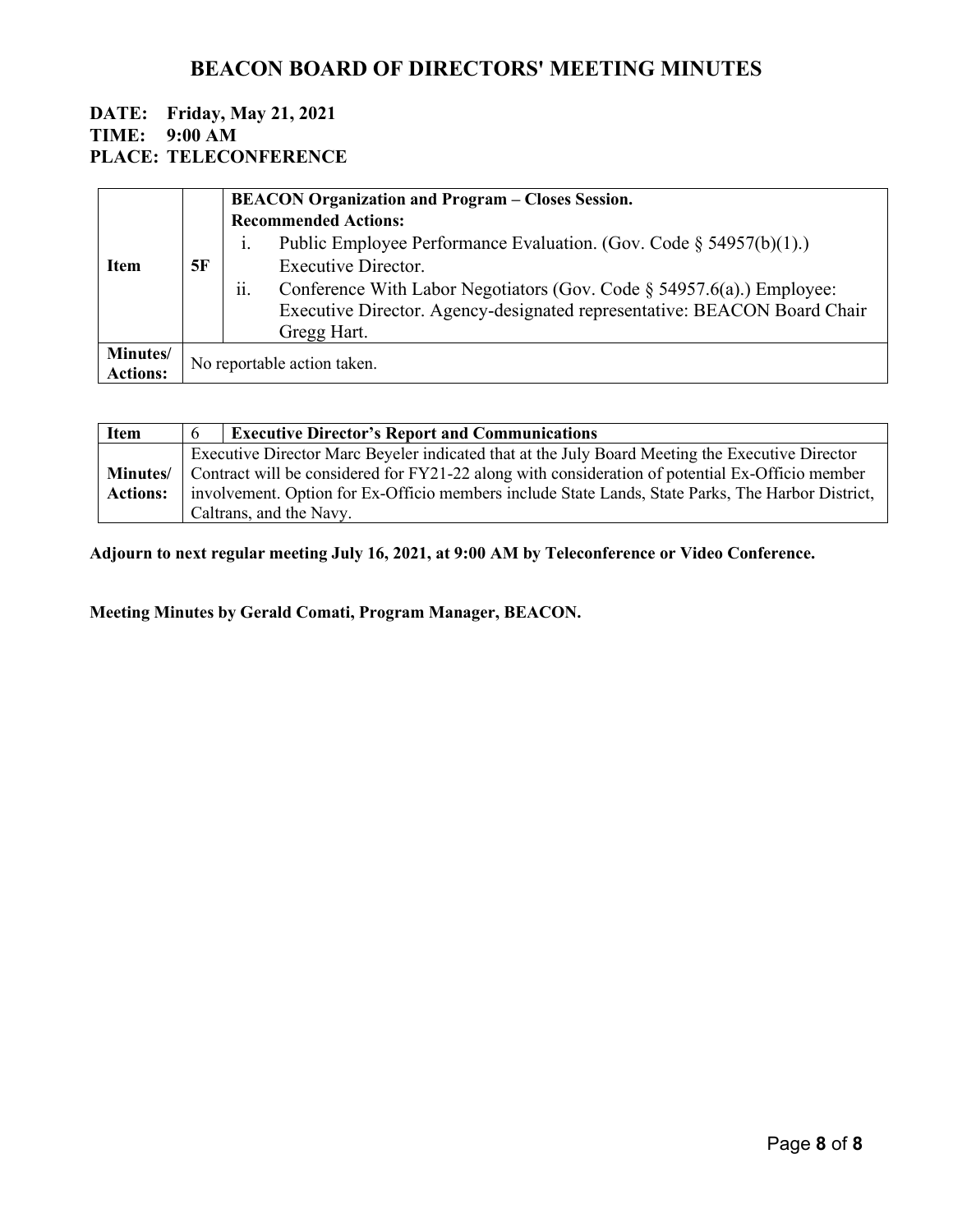# BEACON BOARD OF DIRECTORS' MEETING MINUTES

**DATE: Friday, May 21, 2021**
**TIME: 9:00 AM**
**PLACE: TELECONFERENCE**

| | | |
|---|---|---|
| **Item** | **5F** | **BEACON Organization and Program – Closes Session.**<br>**Recommended Actions:**<br>i. Public Employee Performance Evaluation. (Gov. Code § 54957(b)(1).) Executive Director.<br>ii. Conference With Labor Negotiators (Gov. Code § 54957.6(a).) Employee: Executive Director. Agency-designated representative: BEACON Board Chair Gregg Hart. |
| **Minutes/ Actions:** | No reportable action taken. | |

| **Item** | 6 | **Executive Director's Report and Communications** |
|---|---|---|
| **Minutes/ Actions:** | Executive Director Marc Beyeler indicated that at the July Board Meeting the Executive Director Contract will be considered for FY21-22 along with consideration of potential Ex-Officio member involvement. Option for Ex-Officio members include State Lands, State Parks, The Harbor District, Caltrans, and the Navy. | |

**Adjourn to next regular meeting July 16, 2021, at 9:00 AM by Teleconference or Video Conference.**

**Meeting Minutes by Gerald Comati, Program Manager, BEACON.**